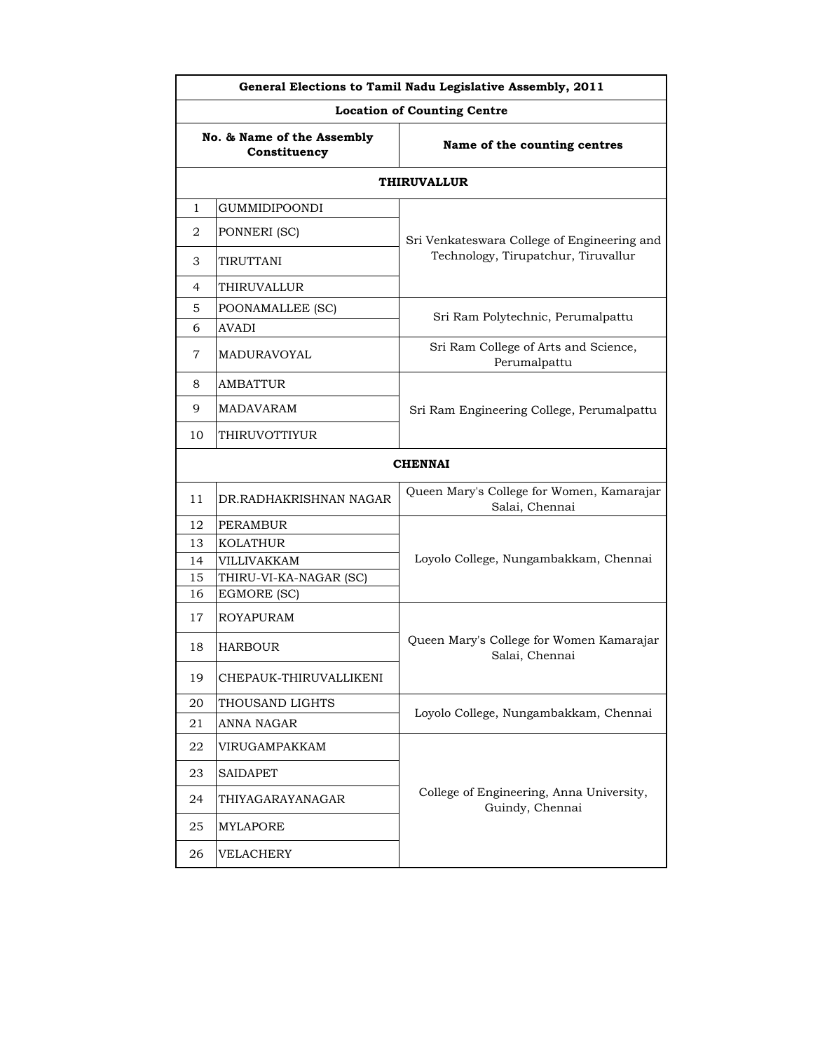**General Elections to Tamil Nadu Legislative Assembly, 2011**

**Location of Counting Centre**

| No. & Name of the Assembly Constituency | | Name of the counting centres |
|---|---|---|
| **THIRUVALLUR** | | |
| 1 | GUMMIDIPOONDI | Sri Venkateswara College of Engineering and Technology, Tirupatchur, Tiruvallur |
| 2 | PONNERI (SC) | |
| 3 | TIRUTTANI | |
| 4 | THIRUVALLUR | |
| 5 | POONAMALLEE (SC) | Sri Ram Polytechnic, Perumalpattu |
| 6 | AVADI | |
| 7 | MADURAVOYAL | Sri Ram College of Arts and Science, Perumalpattu |
| 8 | AMBATTUR | Sri Ram Engineering College, Perumalpattu |
| 9 | MADAVARAM | |
| 10 | THIRUVOTTIYUR | |
| **CHENNAI** | | |
| 11 | DR.RADHAKRISHNAN NAGAR | Queen Mary's College for Women, Kamarajar Salai, Chennai |
| 12 | PERAMBUR | Loyolo College, Nungambakkam, Chennai |
| 13 | KOLATHUR | |
| 14 | VILLIVAKKAM | |
| 15 | THIRU-VI-KA-NAGAR (SC) | |
| 16 | EGMORE (SC) | |
| 17 | ROYAPURAM | Queen Mary's College for Women Kamarajar Salai, Chennai |
| 18 | HARBOUR | |
| 19 | CHEPAUK-THIRUVALLIKENI | |
| 20 | THOUSAND LIGHTS | Loyolo College, Nungambakkam, Chennai |
| 21 | ANNA NAGAR | |
| 22 | VIRUGAMPAKKAM | College of Engineering, Anna University, Guindy, Chennai |
| 23 | SAIDAPET | |
| 24 | THIYAGARAYANAGAR | |
| 25 | MYLAPORE | |
| 26 | VELACHERY | |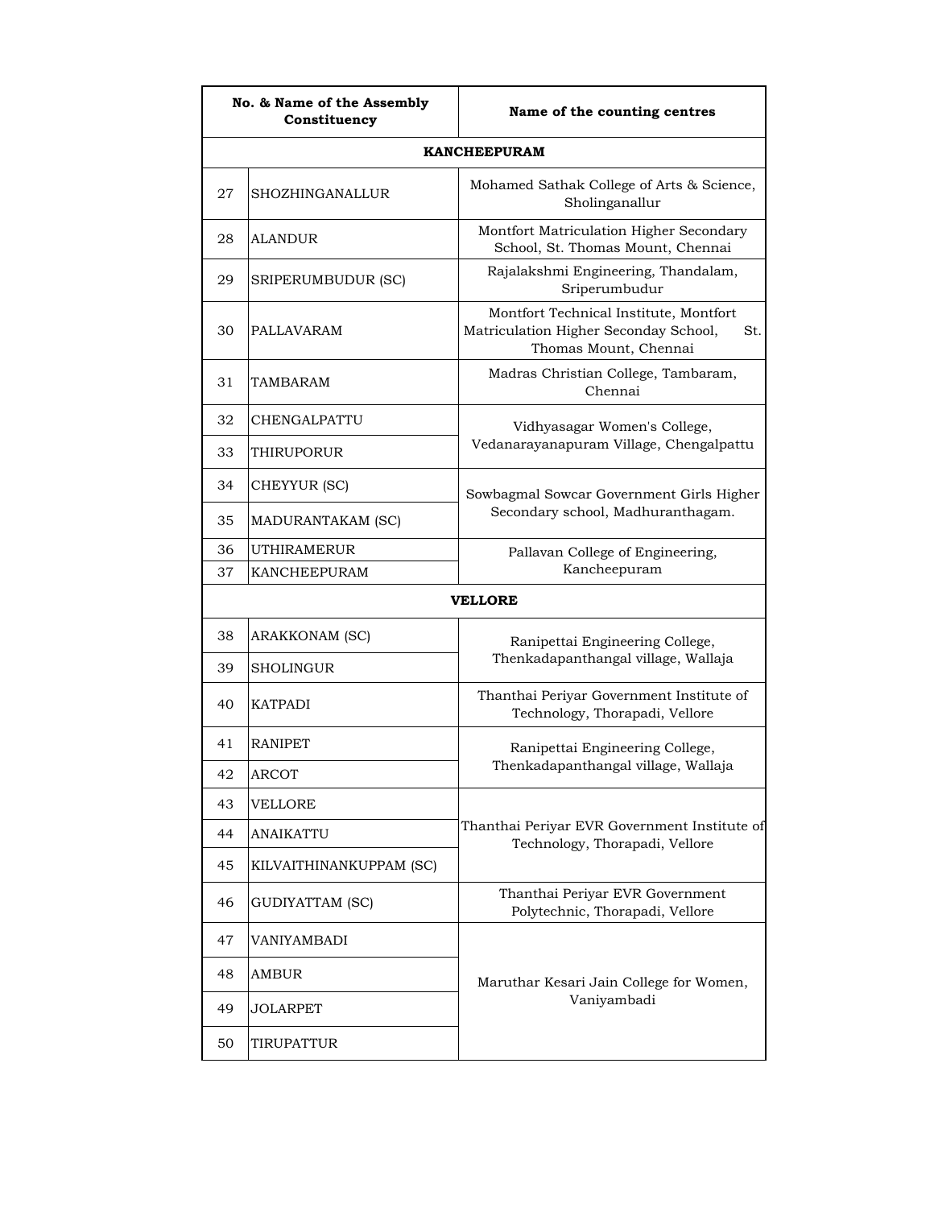| No. & Name of the Assembly Constituency | | Name of the counting centres |
|---|---|---|
| **KANCHEEPURAM** | | |
| 27 | SHOZHINGANALLUR | Mohamed Sathak College of Arts & Science, Sholinganallur |
| 28 | ALANDUR | Montfort Matriculation Higher Secondary School, St. Thomas Mount, Chennai |
| 29 | SRIPERUMBUDUR (SC) | Rajalakshmi Engineering, Thandalam, Sriperumbudur |
| 30 | PALLAVARAM | Montfort Technical Institute, Montfort Matriculation Higher Seconday School, St. Thomas Mount, Chennai |
| 31 | TAMBARAM | Madras Christian College, Tambaram, Chennai |
| 32 | CHENGALPATTU | Vidhyasagar Women's College, Vedanarayanapuram Village, Chengalpattu |
| 33 | THIRUPORUR | |
| 34 | CHEYYUR (SC) | Sowbagmal Sowcar Government Girls Higher Secondary school, Madhuranthagam. |
| 35 | MADURANTAKAM (SC) | |
| 36 | UTHIRAMERUR | Pallavan College of Engineering, Kancheepuram |
| 37 | KANCHEEPURAM | |
| **VELLORE** | | |
| 38 | ARAKKONAM (SC) | Ranipettai Engineering College, Thenkadapanthangal village, Wallaja |
| 39 | SHOLINGUR | |
| 40 | KATPADI | Thanthai Periyar Government Institute of Technology, Thorapadi, Vellore |
| 41 | RANIPET | Ranipettai Engineering College, Thenkadapanthangal village, Wallaja |
| 42 | ARCOT | |
| 43 | VELLORE | Thanthai Periyar EVR Government Institute of Technology, Thorapadi, Vellore |
| 44 | ANAIKATTU | |
| 45 | KILVAITHINANKUPPAM (SC) | |
| 46 | GUDIYATTAM (SC) | Thanthai Periyar EVR Government Polytechnic, Thorapadi, Vellore |
| 47 | VANIYAMBADI | Maruthar Kesari Jain College for Women, Vaniyambadi |
| 48 | AMBUR | |
| 49 | JOLARPET | |
| 50 | TIRUPATTUR | |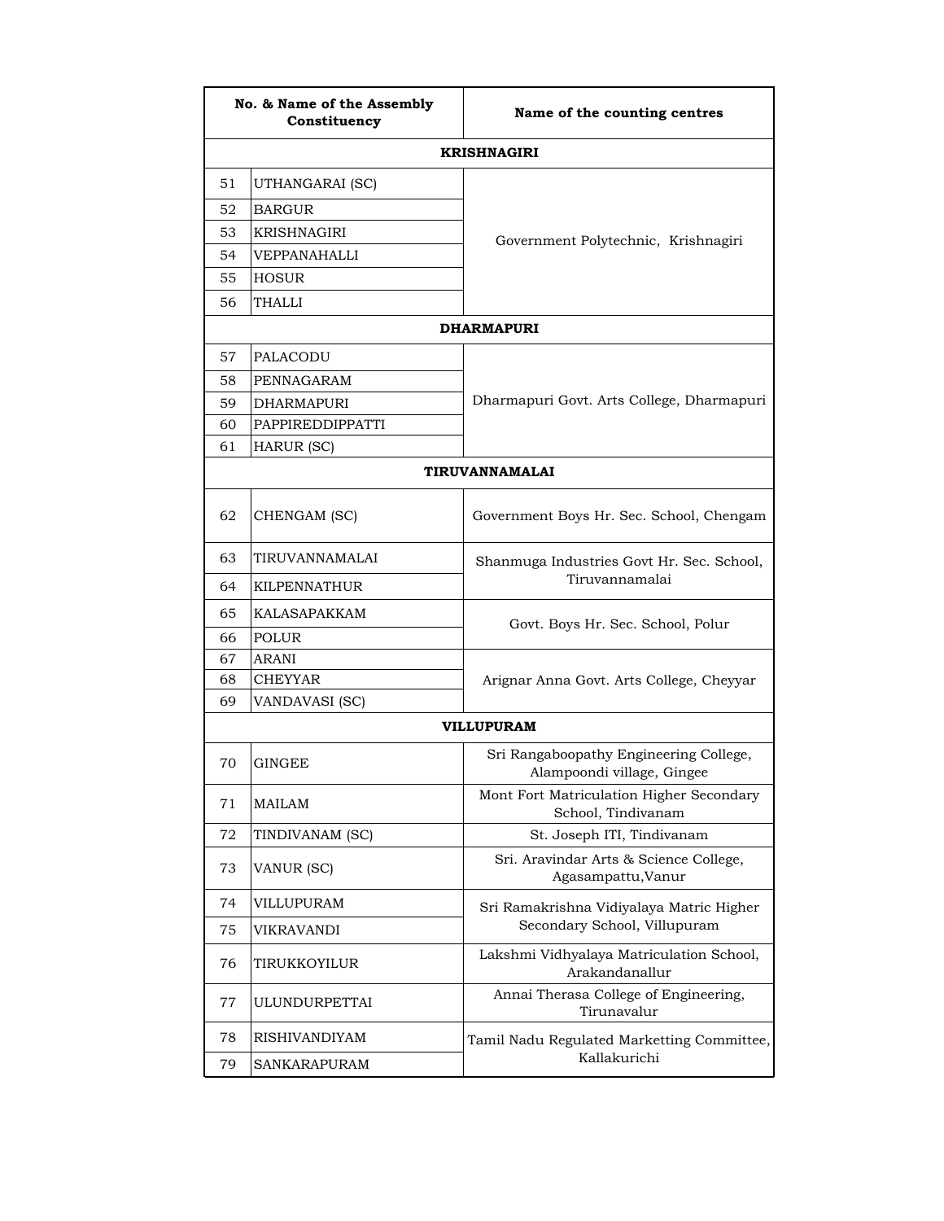| No. & Name of the Assembly Constituency | | Name of the counting centres |
|---|---|---|
| **KRISHNAGIRI** | | |
| 51 | UTHANGARAI (SC) | Government Polytechnic, Krishnagiri |
| 52 | BARGUR | |
| 53 | KRISHNAGIRI | |
| 54 | VEPPANAHALLI | |
| 55 | HOSUR | |
| 56 | THALLI | |
| **DHARMAPURI** | | |
| 57 | PALACODU | Dharmapuri Govt. Arts College, Dharmapuri |
| 58 | PENNAGARAM | |
| 59 | DHARMAPURI | |
| 60 | PAPPIREDDIPPATTI | |
| 61 | HARUR (SC) | |
| **TIRUVANNAMALAI** | | |
| 62 | CHENGAM (SC) | Government Boys Hr. Sec. School, Chengam |
| 63 | TIRUVANNAMALAI | Shanmuga Industries Govt Hr. Sec. School, Tiruvannamalai |
| 64 | KILPENNATHUR | |
| 65 | KALASAPAKKAM | Govt. Boys Hr. Sec. School, Polur |
| 66 | POLUR | |
| 67 | ARANI | Arignar Anna Govt. Arts College, Cheyyar |
| 68 | CHEYYAR | |
| 69 | VANDAVASI (SC) | |
| **VILLUPURAM** | | |
| 70 | GINGEE | Sri Rangaboopathy Engineering College, Alampoondi village, Gingee |
| 71 | MAILAM | Mont Fort Matriculation Higher Secondary School, Tindivanam |
| 72 | TINDIVANAM (SC) | St. Joseph ITI, Tindivanam |
| 73 | VANUR (SC) | Sri. Aravindar Arts & Science College, Agasampattu,Vanur |
| 74 | VILLUPURAM | Sri Ramakrishna Vidiyalaya Matric Higher Secondary School, Villupuram |
| 75 | VIKRAVANDI | |
| 76 | TIRUKKOYILUR | Lakshmi Vidhyalaya Matriculation School, Arakandanallur |
| 77 | ULUNDURPETTAI | Annai Therasa College of Engineering, Tirunavalur |
| 78 | RISHIVANDIYAM | Tamil Nadu Regulated Marketting Committee, Kallakurichi |
| 79 | SANKARAPURAM | |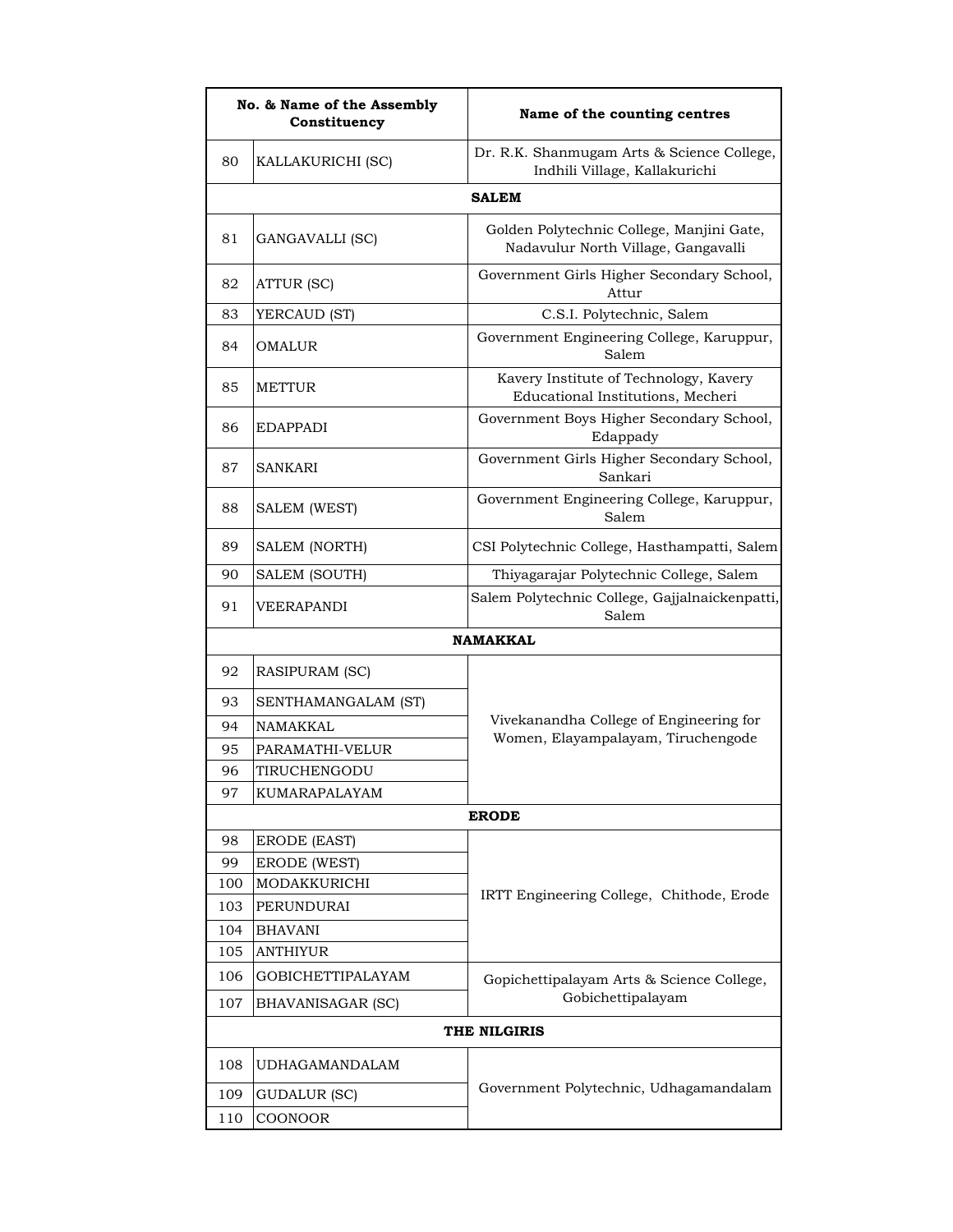| No. & Name of the Assembly Constituency | | Name of the counting centres |
|---|---|---|
| 80 | KALLAKURICHI (SC) | Dr. R.K. Shanmugam Arts & Science College, Indhili Village, Kallakurichi |
| | **SALEM** | |
| 81 | GANGAVALLI (SC) | Golden Polytechnic College, Manjini Gate, Nadavulur North Village, Gangavalli |
| 82 | ATTUR (SC) | Government Girls Higher Secondary School, Attur |
| 83 | YERCAUD (ST) | C.S.I. Polytechnic, Salem |
| 84 | OMALUR | Government Engineering College, Karuppur, Salem |
| 85 | METTUR | Kavery Institute of Technology, Kavery Educational Institutions, Mecheri |
| 86 | EDAPPADI | Government Boys Higher Secondary School, Edappady |
| 87 | SANKARI | Government Girls Higher Secondary School, Sankari |
| 88 | SALEM (WEST) | Government Engineering College, Karuppur, Salem |
| 89 | SALEM (NORTH) | CSI Polytechnic College, Hasthampatti, Salem |
| 90 | SALEM (SOUTH) | Thiyagarajar Polytechnic College, Salem |
| 91 | VEERAPANDI | Salem Polytechnic College, Gajjalnaickenpatti, Salem |
| | **NAMAKKAL** | |
| 92 | RASIPURAM (SC) | Vivekanandha College of Engineering for Women, Elayampalayam, Tiruchengode |
| 93 | SENTHAMANGALAM (ST) | |
| 94 | NAMAKKAL | |
| 95 | PARAMATHI-VELUR | |
| 96 | TIRUCHENGODU | |
| 97 | KUMARAPALAYAM | |
| | **ERODE** | |
| 98 | ERODE (EAST) | IRTT Engineering College, Chithode, Erode |
| 99 | ERODE (WEST) | |
| 100 | MODAKKURICHI | |
| 103 | PERUNDURAI | |
| 104 | BHAVANI | |
| 105 | ANTHIYUR | |
| 106 | GOBICHETTIPALAYAM | Gopichettipalayam Arts & Science College, Gobichettipalayam |
| 107 | BHAVANISAGAR (SC) | |
| | **THE NILGIRIS** | |
| 108 | UDHAGAMANDALAM | Government Polytechnic, Udhagamandalam |
| 109 | GUDALUR (SC) | |
| 110 | COONOOR | |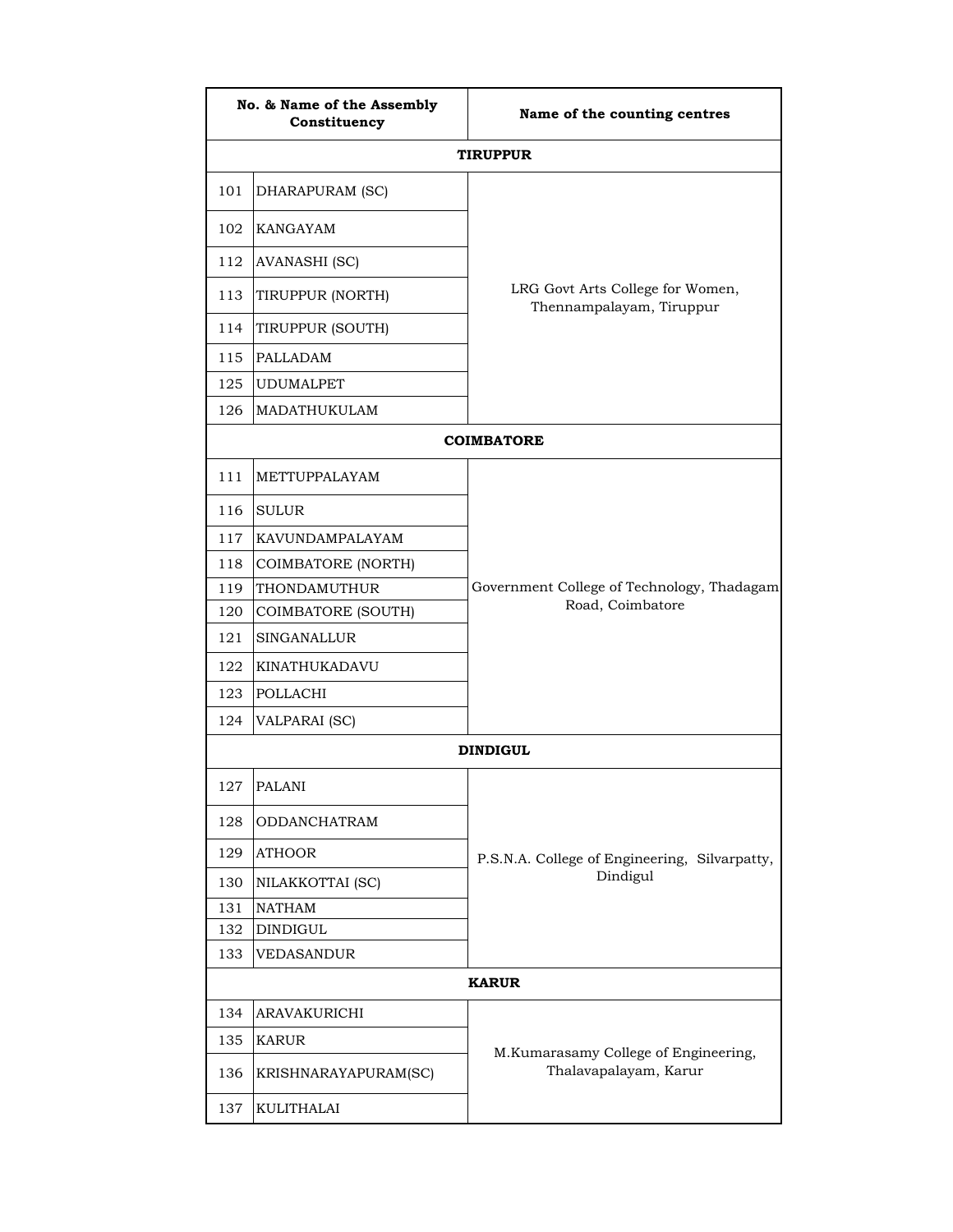| No. & Name of the Assembly Constituency | | Name of the counting centres |
|---|---|---|
| **TIRUPPUR** | | |
| 101 | DHARAPURAM (SC) | LRG Govt Arts College for Women, Thennampalayam, Tiruppur |
| 102 | KANGAYAM | |
| 112 | AVANASHI (SC) | |
| 113 | TIRUPPUR (NORTH) | |
| 114 | TIRUPPUR (SOUTH) | |
| 115 | PALLADAM | |
| 125 | UDUMALPET | |
| 126 | MADATHUKULAM | |
| **COIMBATORE** | | |
| 111 | METTUPPALAYAM | Government College of Technology, Thadagam Road, Coimbatore |
| 116 | SULUR | |
| 117 | KAVUNDAMPALAYAM | |
| 118 | COIMBATORE (NORTH) | |
| 119 | THONDAMUTHUR | |
| 120 | COIMBATORE (SOUTH) | |
| 121 | SINGANALLUR | |
| 122 | KINATHUKADAVU | |
| 123 | POLLACHI | |
| 124 | VALPARAI (SC) | |
| **DINDIGUL** | | |
| 127 | PALANI | P.S.N.A. College of Engineering, Silvarpatty, Dindigul |
| 128 | ODDANCHATRAM | |
| 129 | ATHOOR | |
| 130 | NILAKKOTTAI (SC) | |
| 131 | NATHAM | |
| 132 | DINDIGUL | |
| 133 | VEDASANDUR | |
| **KARUR** | | |
| 134 | ARAVAKURICHI | M.Kumarasamy College of Engineering, Thalavapalayam, Karur |
| 135 | KARUR | |
| 136 | KRISHNARAYAPURAM(SC) | |
| 137 | KULITHALAI | |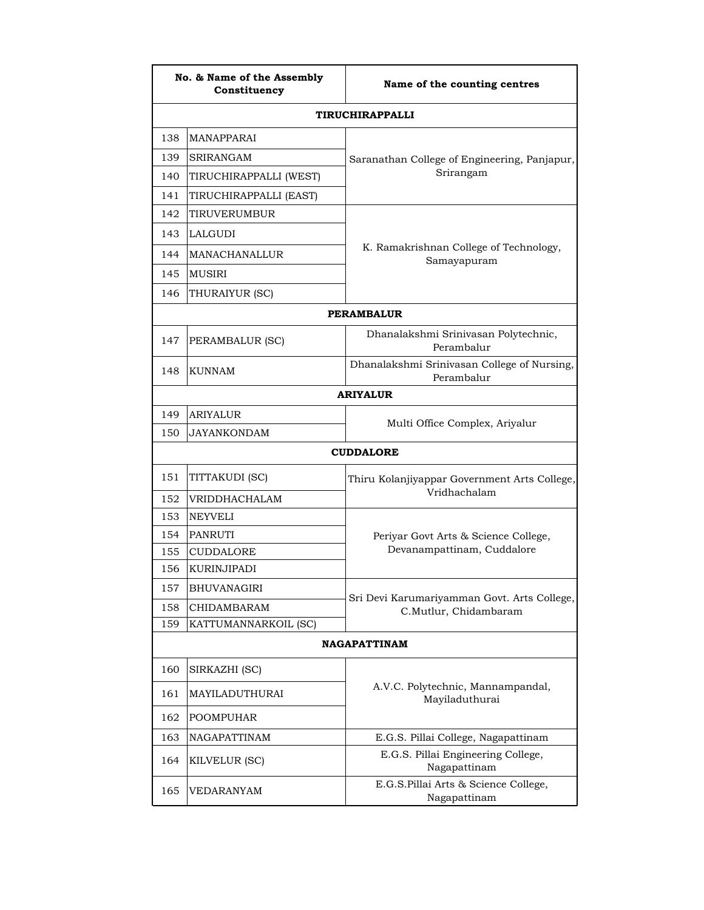| No. & Name of the Assembly Constituency | | Name of the counting centres |
|---|---|---|
| **TIRUCHIRAPPALLI** | | |
| 138 | MANAPPARAI | Saranathan College of Engineering, Panjapur, Srirangam |
| 139 | SRIRANGAM | |
| 140 | TIRUCHIRAPPALLI (WEST) | |
| 141 | TIRUCHIRAPPALLI (EAST) | |
| 142 | TIRUVERUMBUR | K. Ramakrishnan College of Technology, Samayapuram |
| 143 | LALGUDI | |
| 144 | MANACHANALLUR | |
| 145 | MUSIRI | |
| 146 | THURAIYUR (SC) | |
| **PERAMBALUR** | | |
| 147 | PERAMBALUR (SC) | Dhanalakshmi Srinivasan Polytechnic, Perambalur |
| 148 | KUNNAM | Dhanalakshmi Srinivasan College of Nursing, Perambalur |
| **ARIYALUR** | | |
| 149 | ARIYALUR | Multi Office Complex, Ariyalur |
| 150 | JAYANKONDAM | |
| **CUDDALORE** | | |
| 151 | TITTAKUDI (SC) | Thiru Kolanjiyappar Government Arts College, Vridhachalam |
| 152 | VRIDDHACHALAM | |
| 153 | NEYVELI | Periyar Govt Arts & Science College, Devanampattinam, Cuddalore |
| 154 | PANRUTI | |
| 155 | CUDDALORE | |
| 156 | KURINJIPADI | |
| 157 | BHUVANAGIRI | Sri Devi Karumariyamman Govt. Arts College, C.Mutlur, Chidambaram |
| 158 | CHIDAMBARAM | |
| 159 | KATTUMANNARKOIL (SC) | |
| **NAGAPATTINAM** | | |
| 160 | SIRKAZHI (SC) | A.V.C. Polytechnic, Mannampandal, Mayiladuthurai |
| 161 | MAYILADUTHURAI | |
| 162 | POOMPUHAR | |
| 163 | NAGAPATTINAM | E.G.S. Pillai College, Nagapattinam |
| 164 | KILVELUR (SC) | E.G.S. Pillai Engineering College, Nagapattinam |
| 165 | VEDARANYAM | E.G.S.Pillai Arts & Science College, Nagapattinam |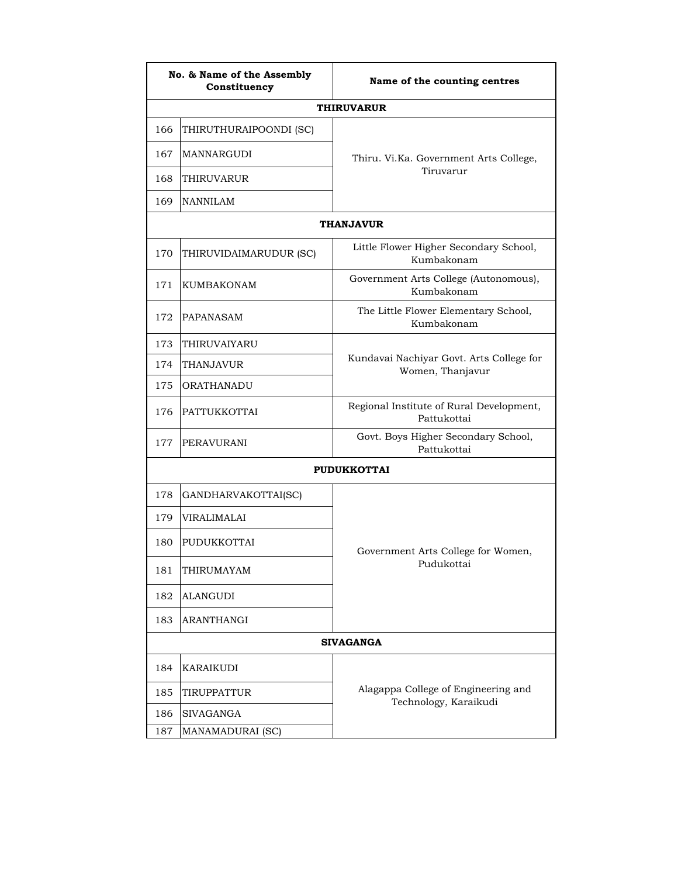| No. & Name of the Assembly Constituency | | Name of the counting centres |
|---|---|---|
| **THIRUVARUR** | | |
| 166 | THIRUTHURAIPOONDI (SC) | Thiru. Vi.Ka. Government Arts College, Tiruvarur |
| 167 | MANNARGUDI | |
| 168 | THIRUVARUR | |
| 169 | NANNILAM | |
| **THANJAVUR** | | |
| 170 | THIRUVIDAIMARUDUR (SC) | Little Flower Higher Secondary School, Kumbakonam |
| 171 | KUMBAKONAM | Government Arts College (Autonomous), Kumbakonam |
| 172 | PAPANASAM | The Little Flower Elementary School, Kumbakonam |
| 173 | THIRUVAIYARU | Kundavai Nachiyar Govt. Arts College for Women, Thanjavur |
| 174 | THANJAVUR | |
| 175 | ORATHANADU | |
| 176 | PATTUKKOTTAI | Regional Institute of Rural Development, Pattukottai |
| 177 | PERAVURANI | Govt. Boys Higher Secondary School, Pattukottai |
| **PUDUKKOTTAI** | | |
| 178 | GANDHARVAKOTTAI(SC) | Government Arts College for Women, Pudukottai |
| 179 | VIRALIMALAI | |
| 180 | PUDUKKOTTAI | |
| 181 | THIRUMAYAM | |
| 182 | ALANGUDI | |
| 183 | ARANTHANGI | |
| **SIVAGANGA** | | |
| 184 | KARAIKUDI | Alagappa College of Engineering and Technology, Karaikudi |
| 185 | TIRUPPATTUR | |
| 186 | SIVAGANGA | |
| 187 | MANAMADURAI (SC) | |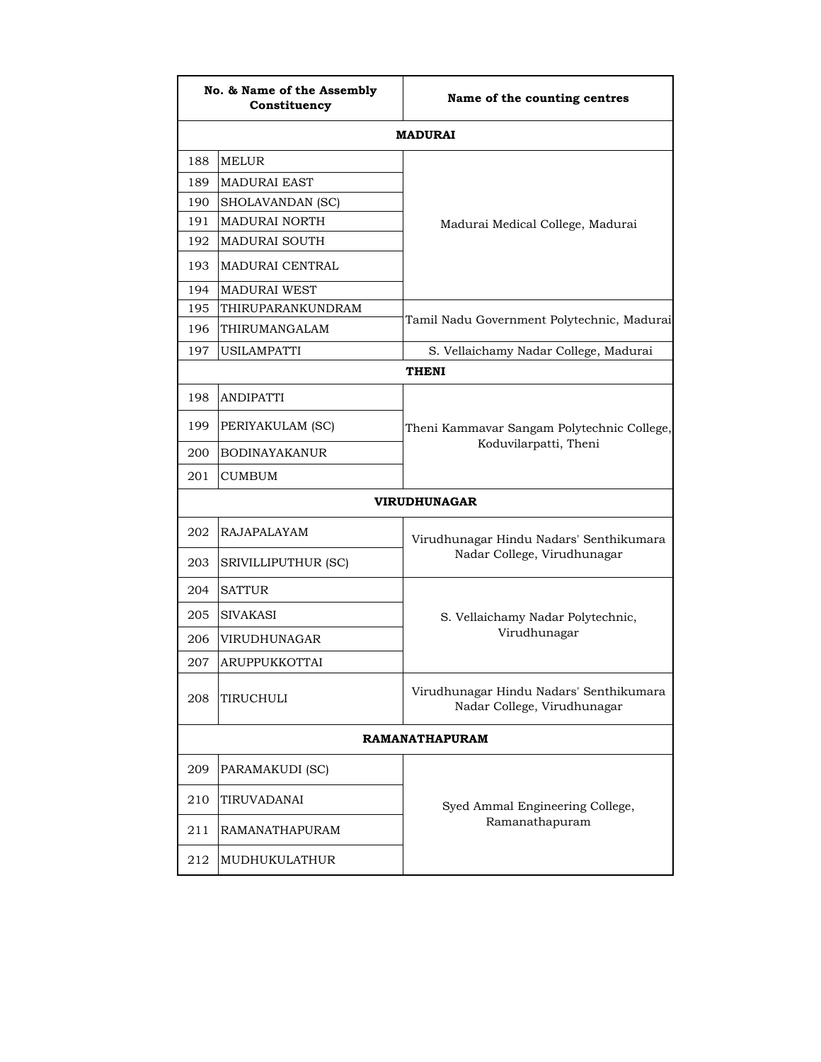| No. & Name of the Assembly Constituency | | Name of the counting centres |
|---|---|---|
| **MADURAI** | | |
| 188 | MELUR | Madurai Medical College, Madurai |
| 189 | MADURAI EAST | |
| 190 | SHOLAVANDAN (SC) | |
| 191 | MADURAI NORTH | |
| 192 | MADURAI SOUTH | |
| 193 | MADURAI CENTRAL | |
| 194 | MADURAI WEST | |
| 195 | THIRUPARANKUNDRAM | Tamil Nadu Government Polytechnic, Madurai |
| 196 | THIRUMANGALAM | |
| 197 | USILAMPATTI | S. Vellaichamy Nadar College, Madurai |
| **THENI** | | |
| 198 | ANDIPATTI | Theni Kammavar Sangam Polytechnic College, Koduvilarpatti, Theni |
| 199 | PERIYAKULAM (SC) | |
| 200 | BODINAYAKANUR | |
| 201 | CUMBUM | |
| **VIRUDHUNAGAR** | | |
| 202 | RAJAPALAYAM | Virudhunagar Hindu Nadars' Senthikumara Nadar College, Virudhunagar |
| 203 | SRIVILLIPUTHUR (SC) | |
| 204 | SATTUR | S. Vellaichamy Nadar Polytechnic, Virudhunagar |
| 205 | SIVAKASI | |
| 206 | VIRUDHUNAGAR | |
| 207 | ARUPPUKKOTTAI | |
| 208 | TIRUCHULI | Virudhunagar Hindu Nadars' Senthikumara Nadar College, Virudhunagar |
| **RAMANATHAPURAM** | | |
| 209 | PARAMAKUDI (SC) | Syed Ammal Engineering College, Ramanathapuram |
| 210 | TIRUVADANAI | |
| 211 | RAMANATHAPURAM | |
| 212 | MUDHUKULATHUR | |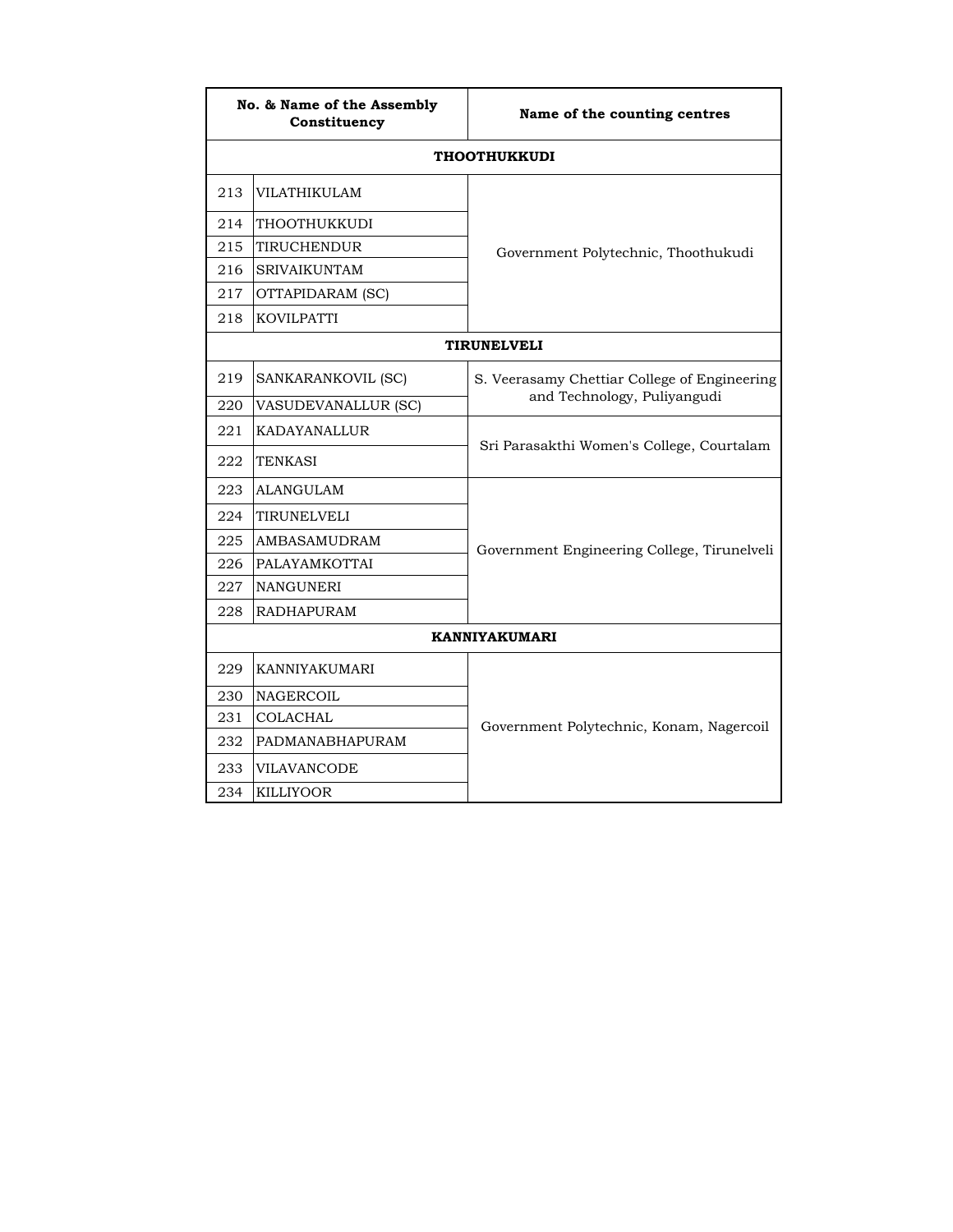| No. & Name of the Assembly Constituency | | Name of the counting centres |
|---|---|---|
| **THOOTHUKKUDI** | | |
| 213 | VILATHIKULAM | Government Polytechnic, Thoothukudi |
| 214 | THOOTHUKKUDI | |
| 215 | TIRUCHENDUR | |
| 216 | SRIVAIKUNTAM | |
| 217 | OTTAPIDARAM (SC) | |
| 218 | KOVILPATTI | |
| **TIRUNELVELI** | | |
| 219 | SANKARANKOVIL (SC) | S. Veerasamy Chettiar College of Engineering and Technology, Puliyangudi |
| 220 | VASUDEVANALLUR (SC) | |
| 221 | KADAYANALLUR | Sri Parasakthi Women's College, Courtalam |
| 222 | TENKASI | |
| 223 | ALANGULAM | Government Engineering College, Tirunelveli |
| 224 | TIRUNELVELI | |
| 225 | AMBASAMUDRAM | |
| 226 | PALAYAMKOTTAI | |
| 227 | NANGUNERI | |
| 228 | RADHAPURAM | |
| **KANNIYAKUMARI** | | |
| 229 | KANNIYAKUMARI | Government Polytechnic, Konam, Nagercoil |
| 230 | NAGERCOIL | |
| 231 | COLACHAL | |
| 232 | PADMANABHAPURAM | |
| 233 | VILAVANCODE | |
| 234 | KILLIYOOR | |